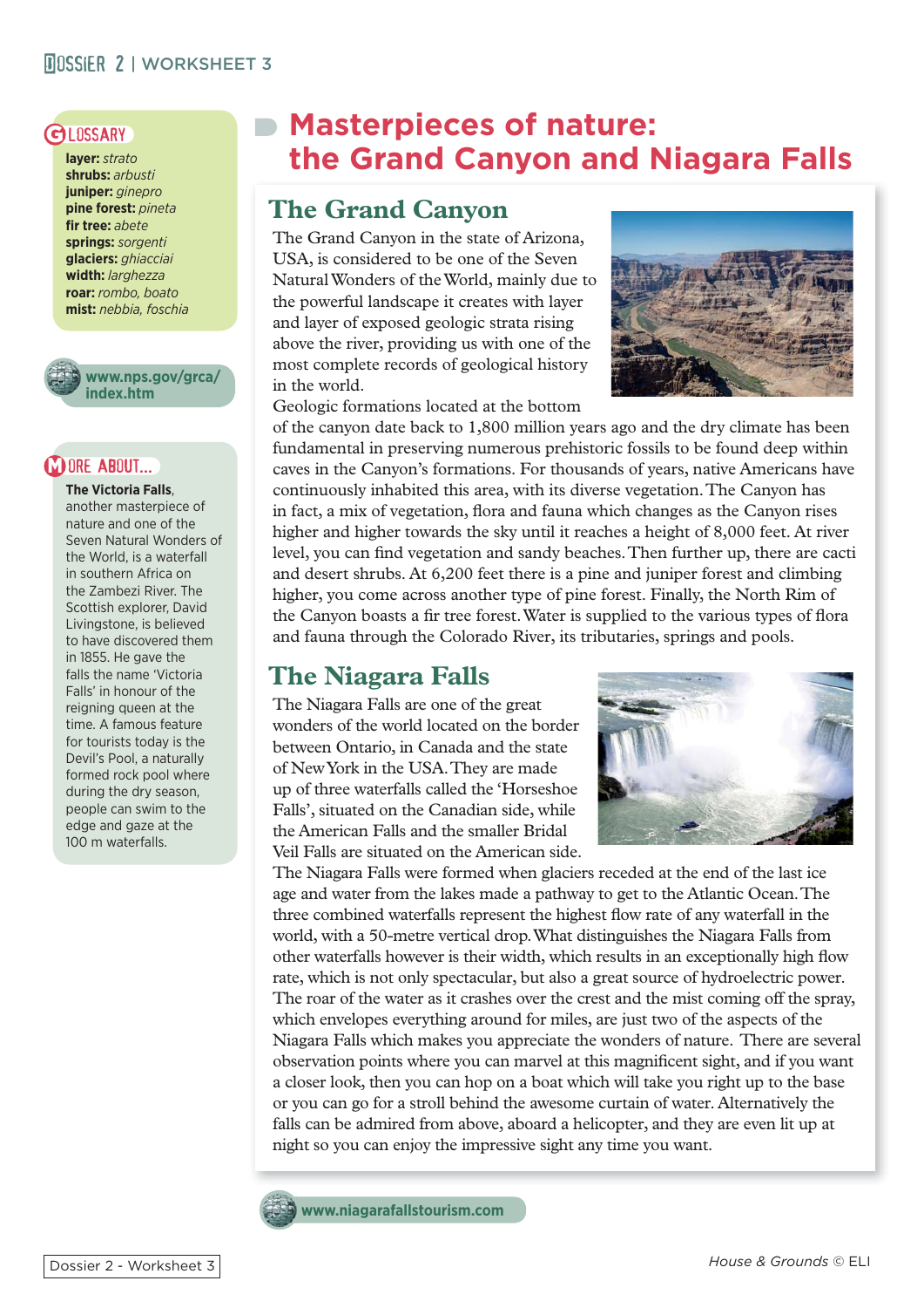# Masterpieces of nature: the Grand Canyon and Niagara Falls

## The Grand Canyon

The Grand Canyon in the state of Arizona, USA, is considered to be one of the Seven Natural Wonders of the World, mainly due to the powerful landscape it creates with layer and layer of exposed geologic strata rising above the river, providing us with one of the most complete records of geological history in the world.

Geologic formations located at the bottom of the canyon date back to 1,800 million years ago and the dry climate has been fundamental in preserving numerous prehistoric fossils to be found deep within caves in the Canyon's formations. For thousands of years, native Americans have continuously inhabited this area, with its diverse vegetation. The Canyon has in fact, a mix of vegetation, flora and fauna which changes as the Canyon rises higher and higher towards the sky until it reaches a height of 8,000 feet. At river level, you can find vegetation and sandy beaches. Then further up, there are cacti and desert shrubs. At 6,200 feet there is a pine and juniper forest and climbing higher, you come across another type of pine forest. Finally, the North Rim of the Canyon boasts a fir tree forest. Water is supplied to the various types of flora and fauna through the Colorado River, its tributaries, springs and pools.

## The Niagara Falls

The Niagara Falls are one of the great wonders of the world located on the border between Ontario, in Canada and the state of New York in the USA. They are made up of three waterfalls called the 'Horseshoe Falls', situated on the Canadian side, while the American Falls and the smaller Bridal Veil Falls are situated on the American side.

The Niagara Falls were formed when glaciers receded at the end of the last ice age and water from the lakes made a pathway to get to the Atlantic Ocean. The three combined waterfalls represent the highest flow rate of any waterfall in the world, with a 50-metre vertical drop. What distinguishes the Niagara Falls from other waterfalls however is their width, which results in an exceptionally high flow rate, which is not only spectacular, but also a great source of hydroelectric power. The roar of the water as it crashes over the crest and the mist coming off the spray, which envelopes everything around for miles, are just two of the aspects of the Niagara Falls which makes you appreciate the wonders of nature. There are several observation points where you can marvel at this magnificent sight, and if you want a closer look, then you can hop on a boat which will take you right up to the base or you can go for a stroll behind the awesome curtain of water. Alternatively the falls can be admired from above, aboard a helicopter, and they are even lit up at night so you can enjoy the impressive sight any time you want.

www.niagarafallstourism.com

### Glossary

**layer:** *strato*
**shrubs:** *arbusti*
**juniper:** *ginepro*
**pine forest:** *pineta*
**fir tree:** *abete*
**springs:** *sorgenti*
**glaciers:** *ghiacciai*
**width:** *larghezza*
**roar:** *rombo, boato*
**mist:** *nebbia, foschia*

www.nps.gov/grca/index.htm

### More about...

**The Victoria Falls**, another masterpiece of nature and one of the Seven Natural Wonders of the World, is a waterfall in southern Africa on the Zambezi River. The Scottish explorer, David Livingstone, is believed to have discovered them in 1855. He gave the falls the name 'Victoria Falls' in honour of the reigning queen at the time. A famous feature for tourists today is the Devil's Pool, a naturally formed rock pool where during the dry season, people can swim to the edge and gaze at the 100 m waterfalls.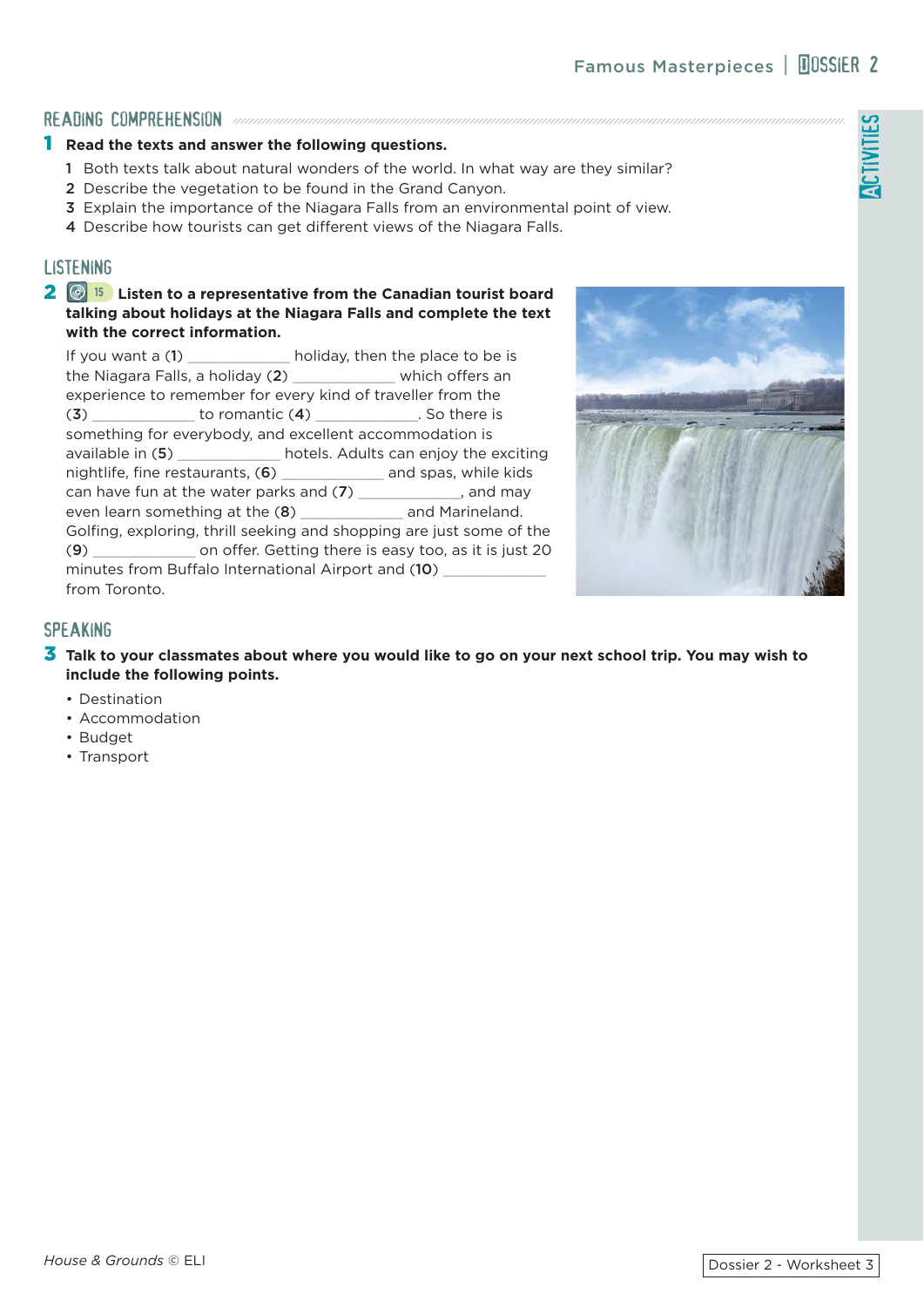## READING COMPREHENSION

**1 Read the texts and answer the following questions.**

1. Both texts talk about natural wonders of the world. In what way are they similar?
2. Describe the vegetation to be found in the Grand Canyon.
3. Explain the importance of the Niagara Falls from an environmental point of view.
4. Describe how tourists can get different views of the Niagara Falls.

## LISTENING

**2 15 Listen to a representative from the Canadian tourist board talking about holidays at the Niagara Falls and complete the text with the correct information.**

If you want a (**1**) ____________ holiday, then the place to be is the Niagara Falls, a holiday (**2**) ____________ which offers an experience to remember for every kind of traveller from the (**3**) ____________ to romantic (**4**) ____________. So there is something for everybody, and excellent accommodation is available in (**5**) ____________ hotels. Adults can enjoy the exciting nightlife, fine restaurants, (**6**) ____________ and spas, while kids can have fun at the water parks and (**7**) ____________, and may even learn something at the (**8**) ____________ and Marineland. Golfing, exploring, thrill seeking and shopping are just some of the (**9**) ____________ on offer. Getting there is easy too, as it is just 20 minutes from Buffalo International Airport and (**10**) ____________ from Toronto.

## SPEAKING

**3 Talk to your classmates about where you would like to go on your next school trip. You may wish to include the following points.**

- Destination
- Accommodation
- Budget
- Transport